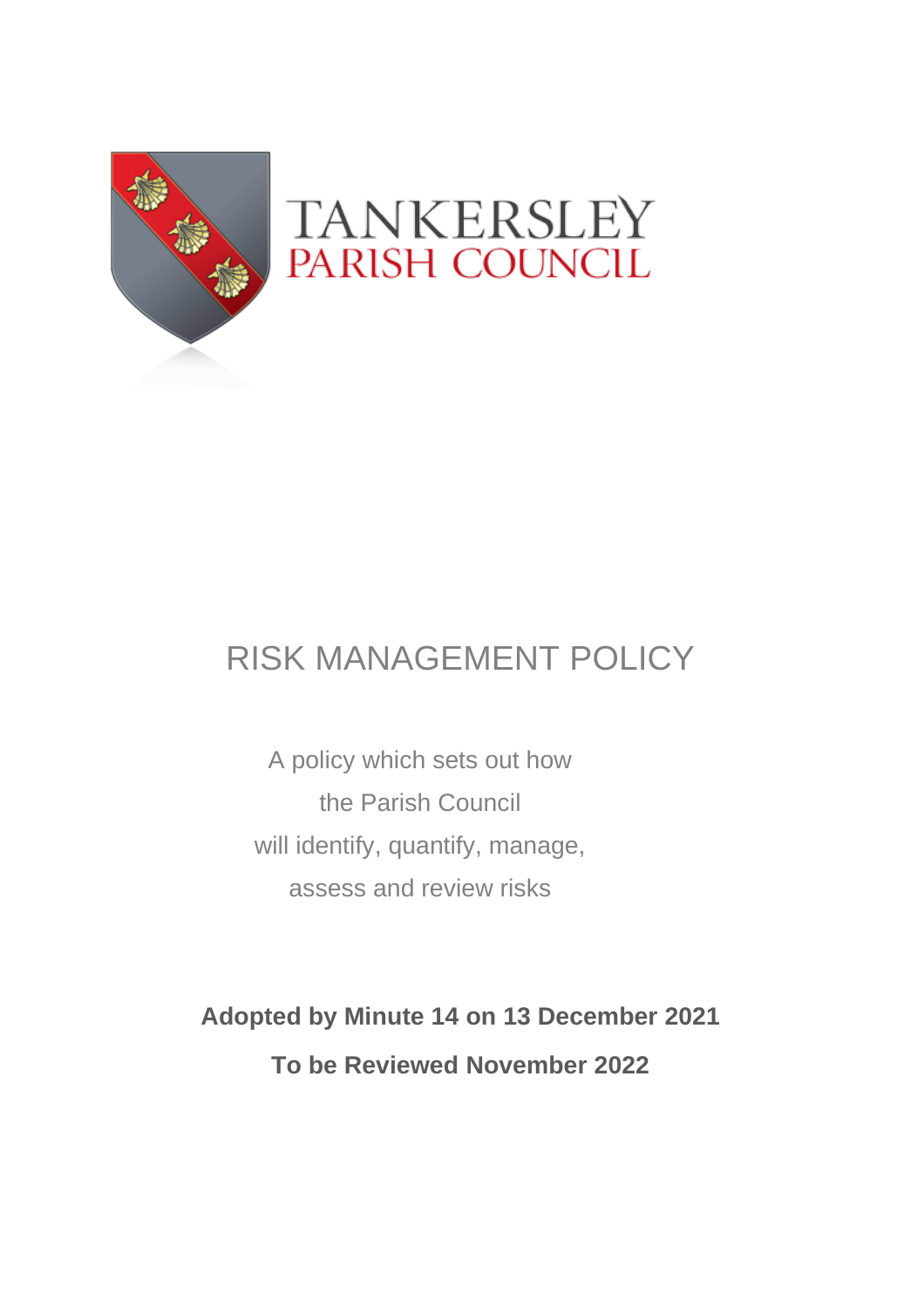TANKERSLEY
PARISH COUNCIL

# RISK MANAGEMENT POLICY

A policy which sets out how
the Parish Council
will identify, quantify, manage,
assess and review risks

**Adopted by Minute 14 on 13 December 2021**

**To be Reviewed November 2022**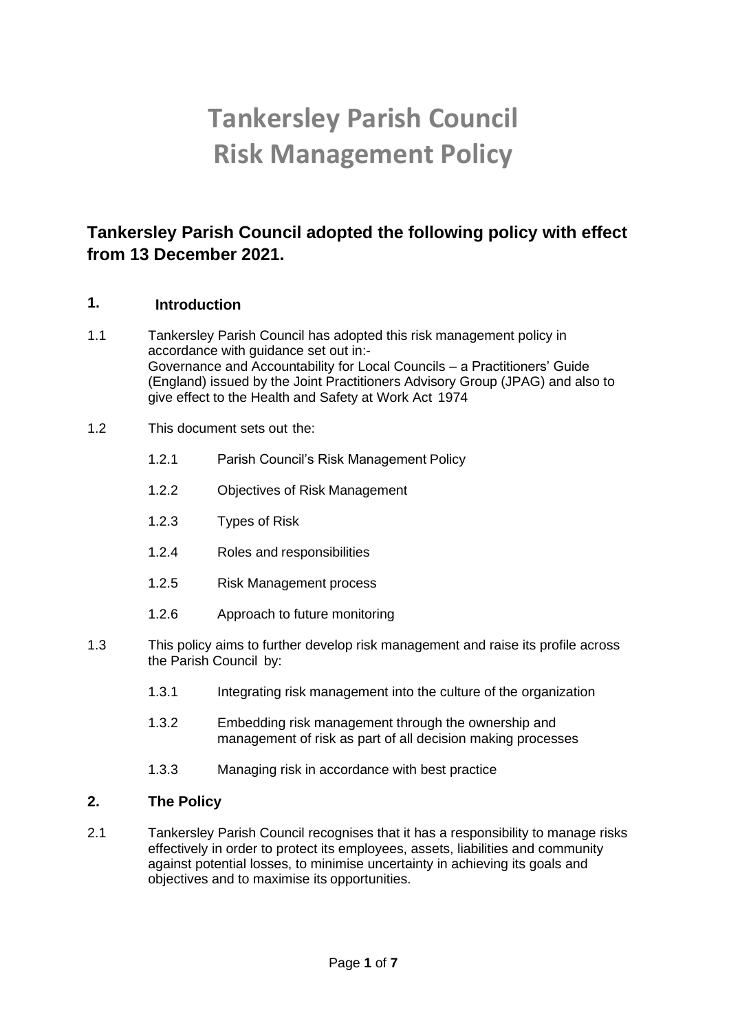# Tankersley Parish Council
# Risk Management Policy

## Tankersley Parish Council adopted the following policy with effect from 13 December 2021.

### 1. Introduction

1.1 Tankersley Parish Council has adopted this risk management policy in accordance with guidance set out in:-
Governance and Accountability for Local Councils – a Practitioners' Guide (England) issued by the Joint Practitioners Advisory Group (JPAG) and also to give effect to the Health and Safety at Work Act 1974

1.2 This document sets out the:

- 1.2.1 Parish Council's Risk Management Policy
- 1.2.2 Objectives of Risk Management
- 1.2.3 Types of Risk
- 1.2.4 Roles and responsibilities
- 1.2.5 Risk Management process
- 1.2.6 Approach to future monitoring

1.3 This policy aims to further develop risk management and raise its profile across the Parish Council by:

- 1.3.1 Integrating risk management into the culture of the organization
- 1.3.2 Embedding risk management through the ownership and management of risk as part of all decision making processes
- 1.3.3 Managing risk in accordance with best practice

### 2. The Policy

2.1 Tankersley Parish Council recognises that it has a responsibility to manage risks effectively in order to protect its employees, assets, liabilities and community against potential losses, to minimise uncertainty in achieving its goals and objectives and to maximise its opportunities.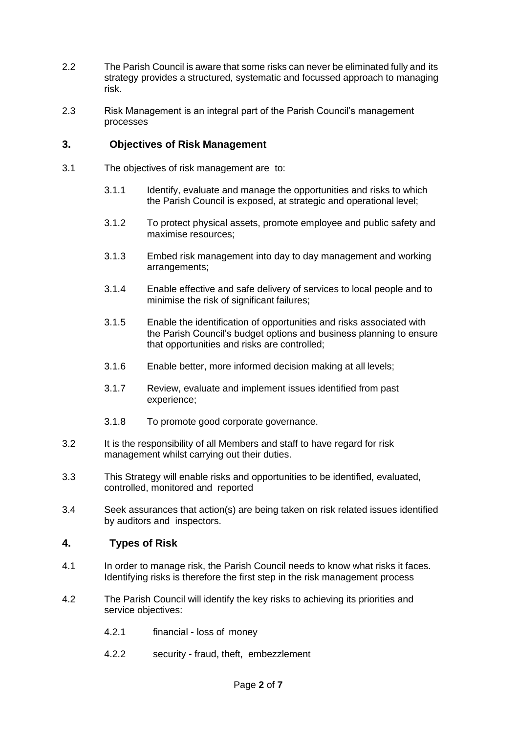2.2 The Parish Council is aware that some risks can never be eliminated fully and its strategy provides a structured, systematic and focussed approach to managing risk.

2.3 Risk Management is an integral part of the Parish Council's management processes

## 3. Objectives of Risk Management

3.1 The objectives of risk management are to:

- 3.1.1 Identify, evaluate and manage the opportunities and risks to which the Parish Council is exposed, at strategic and operational level;
- 3.1.2 To protect physical assets, promote employee and public safety and maximise resources;
- 3.1.3 Embed risk management into day to day management and working arrangements;
- 3.1.4 Enable effective and safe delivery of services to local people and to minimise the risk of significant failures;
- 3.1.5 Enable the identification of opportunities and risks associated with the Parish Council's budget options and business planning to ensure that opportunities and risks are controlled;
- 3.1.6 Enable better, more informed decision making at all levels;
- 3.1.7 Review, evaluate and implement issues identified from past experience;
- 3.1.8 To promote good corporate governance.

3.2 It is the responsibility of all Members and staff to have regard for risk management whilst carrying out their duties.

3.3 This Strategy will enable risks and opportunities to be identified, evaluated, controlled, monitored and reported

3.4 Seek assurances that action(s) are being taken on risk related issues identified by auditors and inspectors.

## 4. Types of Risk

4.1 In order to manage risk, the Parish Council needs to know what risks it faces. Identifying risks is therefore the first step in the risk management process

4.2 The Parish Council will identify the key risks to achieving its priorities and service objectives:

- 4.2.1 financial - loss of money
- 4.2.2 security - fraud, theft, embezzlement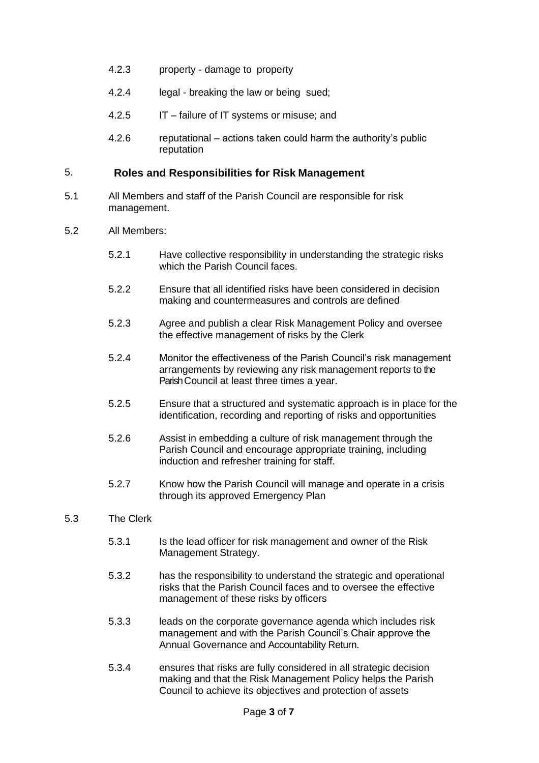4.2.3 property - damage to property

4.2.4 legal - breaking the law or being sued;

4.2.5 IT – failure of IT systems or misuse; and

4.2.6 reputational – actions taken could harm the authority's public reputation

## 5. Roles and Responsibilities for Risk Management

5.1 All Members and staff of the Parish Council are responsible for risk management.

5.2 All Members:

5.2.1 Have collective responsibility in understanding the strategic risks which the Parish Council faces.

5.2.2 Ensure that all identified risks have been considered in decision making and countermeasures and controls are defined

5.2.3 Agree and publish a clear Risk Management Policy and oversee the effective management of risks by the Clerk

5.2.4 Monitor the effectiveness of the Parish Council's risk management arrangements by reviewing any risk management reports to the Parish Council at least three times a year.

5.2.5 Ensure that a structured and systematic approach is in place for the identification, recording and reporting of risks and opportunities

5.2.6 Assist in embedding a culture of risk management through the Parish Council and encourage appropriate training, including induction and refresher training for staff.

5.2.7 Know how the Parish Council will manage and operate in a crisis through its approved Emergency Plan

5.3 The Clerk

5.3.1 Is the lead officer for risk management and owner of the Risk Management Strategy.

5.3.2 has the responsibility to understand the strategic and operational risks that the Parish Council faces and to oversee the effective management of these risks by officers

5.3.3 leads on the corporate governance agenda which includes risk management and with the Parish Council's Chair approve the Annual Governance and Accountability Return.

5.3.4 ensures that risks are fully considered in all strategic decision making and that the Risk Management Policy helps the Parish Council to achieve its objectives and protection of assets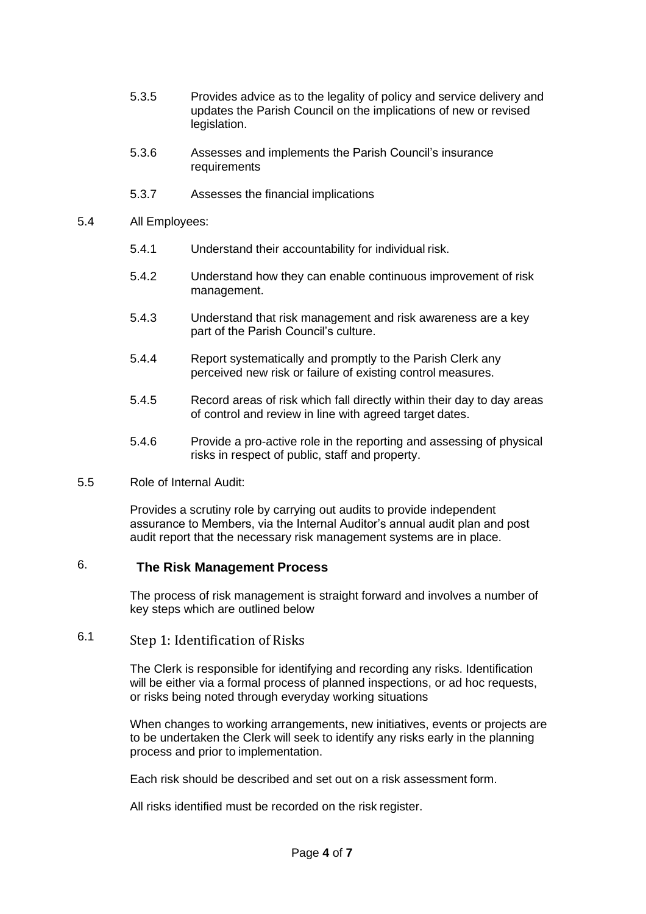5.3.5 Provides advice as to the legality of policy and service delivery and updates the Parish Council on the implications of new or revised legislation.

5.3.6 Assesses and implements the Parish Council's insurance requirements

5.3.7 Assesses the financial implications

5.4 All Employees:

5.4.1 Understand their accountability for individual risk.

5.4.2 Understand how they can enable continuous improvement of risk management.

5.4.3 Understand that risk management and risk awareness are a key part of the Parish Council's culture.

5.4.4 Report systematically and promptly to the Parish Clerk any perceived new risk or failure of existing control measures.

5.4.5 Record areas of risk which fall directly within their day to day areas of control and review in line with agreed target dates.

5.4.6 Provide a pro-active role in the reporting and assessing of physical risks in respect of public, staff and property.

5.5 Role of Internal Audit:

Provides a scrutiny role by carrying out audits to provide independent assurance to Members, via the Internal Auditor's annual audit plan and post audit report that the necessary risk management systems are in place.

## 6. The Risk Management Process

The process of risk management is straight forward and involves a number of key steps which are outlined below

### 6.1 Step 1: Identification of Risks

The Clerk is responsible for identifying and recording any risks. Identification will be either via a formal process of planned inspections, or ad hoc requests, or risks being noted through everyday working situations

When changes to working arrangements, new initiatives, events or projects are to be undertaken the Clerk will seek to identify any risks early in the planning process and prior to implementation.

Each risk should be described and set out on a risk assessment form.

All risks identified must be recorded on the risk register.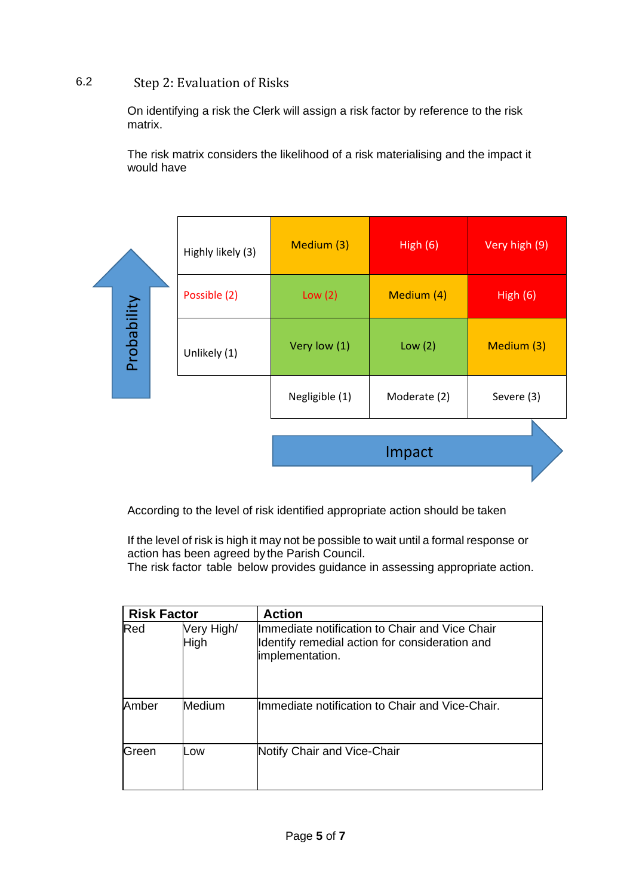## 6.2 Step 2: Evaluation of Risks

On identifying a risk the Clerk will assign a risk factor by reference to the risk matrix.

The risk matrix considers the likelihood of a risk materialising and the impact it would have

| Probability | | | |
|---|---|---|---|
| Highly likely (3) | Medium (3) | High (6) | Very high (9) |
| Possible (2) | Low (2) | Medium (4) | High (6) |
| Unlikely (1) | Very low (1) | Low (2) | Medium (3) |
| | Negligible (1) | Moderate (2) | Severe (3) |
| | Impact | | |

According to the level of risk identified appropriate action should be taken

If the level of risk is high it may not be possible to wait until a formal response or action has been agreed by the Parish Council.
The risk factor table below provides guidance in assessing appropriate action.

| Risk Factor | | Action |
|---|---|---|
| Red | Very High/ High | Immediate notification to Chair and Vice Chair<br>Identify remedial action for consideration and implementation. |
| Amber | Medium | Immediate notification to Chair and Vice-Chair. |
| Green | Low | Notify Chair and Vice-Chair |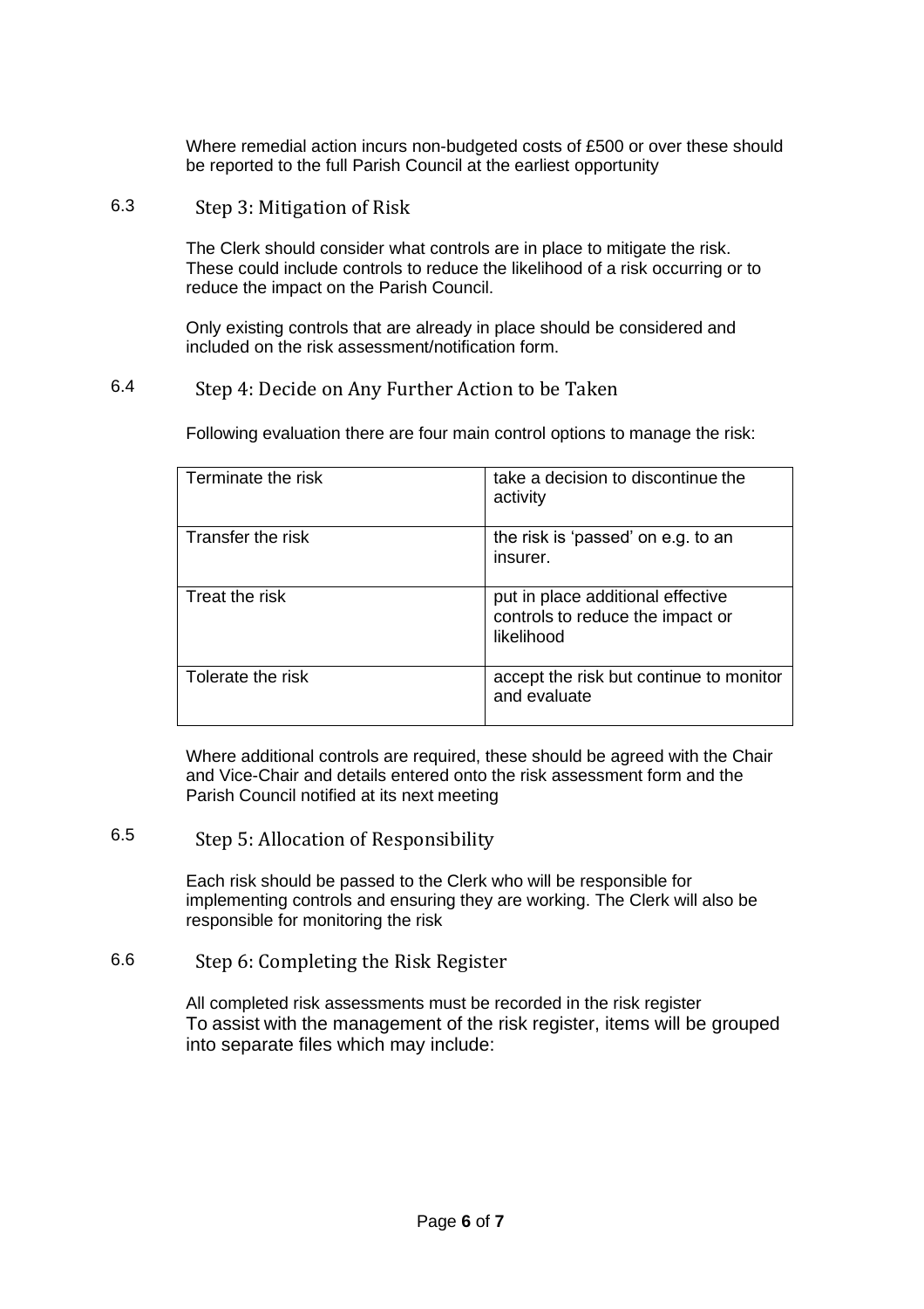Where remedial action incurs non-budgeted costs of £500 or over these should be reported to the full Parish Council at the earliest opportunity

## 6.3 Step 3: Mitigation of Risk

The Clerk should consider what controls are in place to mitigate the risk. These could include controls to reduce the likelihood of a risk occurring or to reduce the impact on the Parish Council.

Only existing controls that are already in place should be considered and included on the risk assessment/notification form.

## 6.4 Step 4: Decide on Any Further Action to be Taken

Following evaluation there are four main control options to manage the risk:

| | |
|---|---|
| Terminate the risk | take a decision to discontinue the activity |
| Transfer the risk | the risk is 'passed' on e.g. to an insurer. |
| Treat the risk | put in place additional effective controls to reduce the impact or likelihood |
| Tolerate the risk | accept the risk but continue to monitor and evaluate |

Where additional controls are required, these should be agreed with the Chair and Vice-Chair and details entered onto the risk assessment form and the Parish Council notified at its next meeting

## 6.5 Step 5: Allocation of Responsibility

Each risk should be passed to the Clerk who will be responsible for implementing controls and ensuring they are working. The Clerk will also be responsible for monitoring the risk

## 6.6 Step 6: Completing the Risk Register

All completed risk assessments must be recorded in the risk register
To assist with the management of the risk register, items will be grouped into separate files which may include: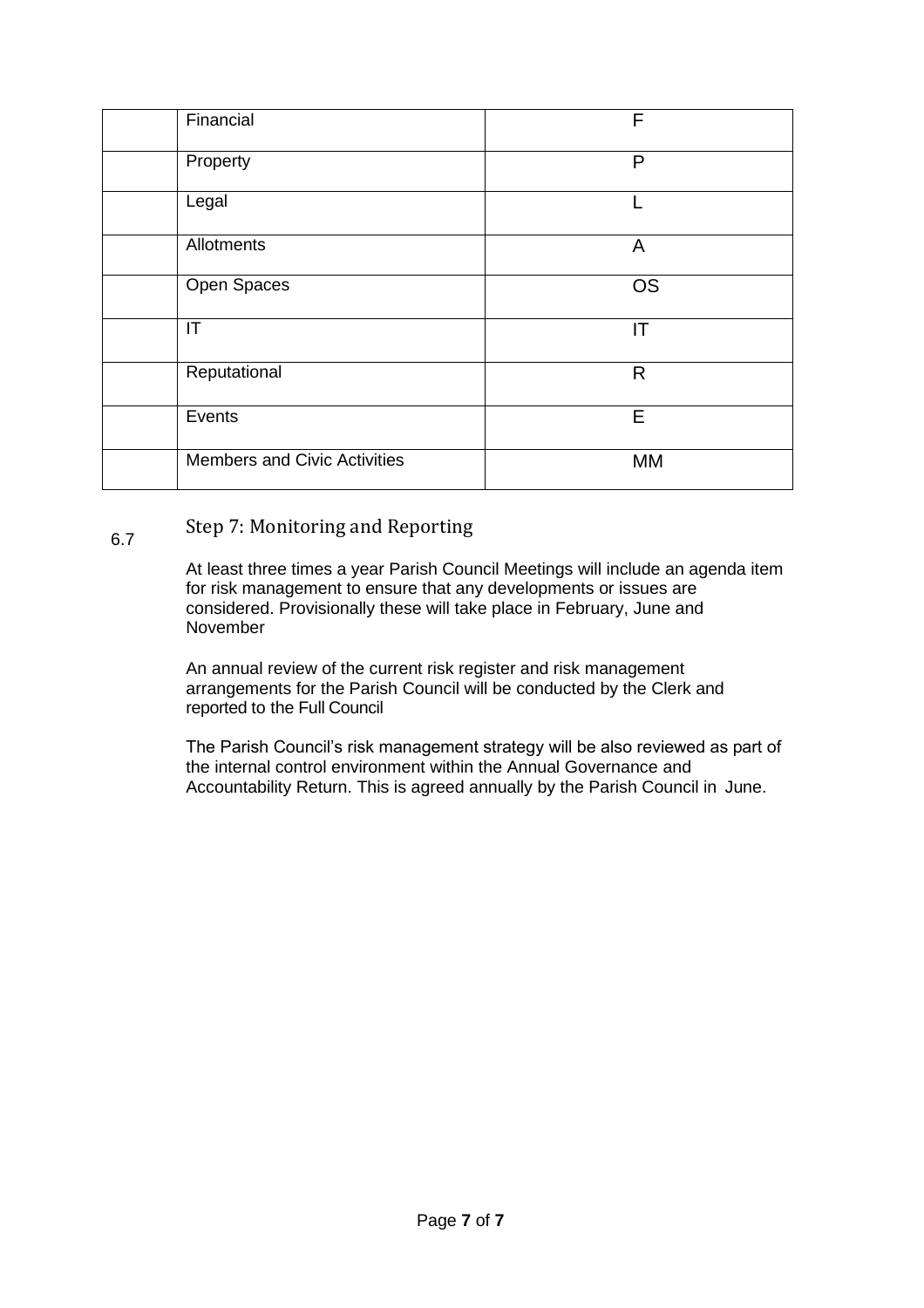| | | |
|---|---|---|
| | Financial | F |
| | Property | P |
| | Legal | L |
| | Allotments | A |
| | Open Spaces | OS |
| | IT | IT |
| | Reputational | R |
| | Events | E |
| | Members and Civic Activities | MM |

### 6.7 Step 7: Monitoring and Reporting

At least three times a year Parish Council Meetings will include an agenda item for risk management to ensure that any developments or issues are considered. Provisionally these will take place in February, June and November

An annual review of the current risk register and risk management arrangements for the Parish Council will be conducted by the Clerk and reported to the Full Council

The Parish Council's risk management strategy will be also reviewed as part of the internal control environment within the Annual Governance and Accountability Return. This is agreed annually by the Parish Council in June.